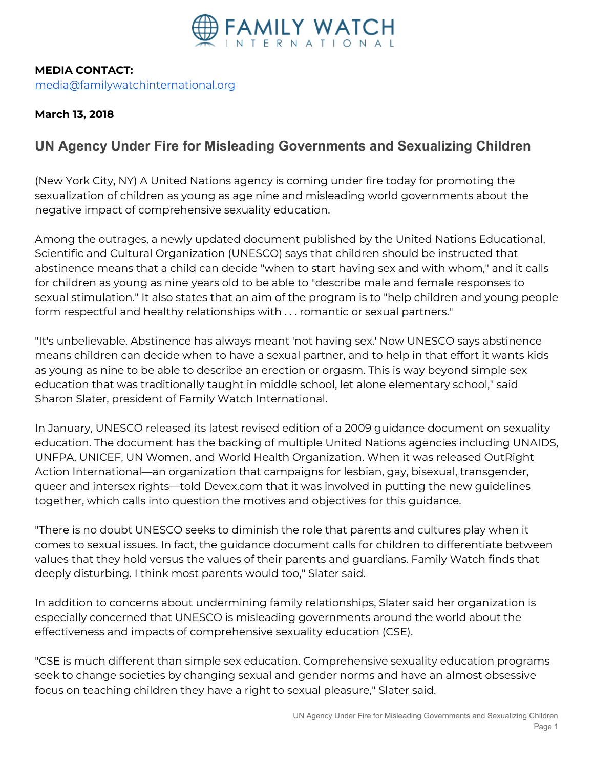FAMILY WATCH INTERNATIONAL

**MEDIA CONTACT:**
media@familywatchinternational.org

**March 13, 2018**

## UN Agency Under Fire for Misleading Governments and Sexualizing Children

(New York City, NY) A United Nations agency is coming under fire today for promoting the sexualization of children as young as age nine and misleading world governments about the negative impact of comprehensive sexuality education.

Among the outrages, a newly updated document published by the United Nations Educational, Scientific and Cultural Organization (UNESCO) says that children should be instructed that abstinence means that a child can decide "when to start having sex and with whom," and it calls for children as young as nine years old to be able to "describe male and female responses to sexual stimulation." It also states that an aim of the program is to "help children and young people form respectful and healthy relationships with . . . romantic or sexual partners."

"It's unbelievable. Abstinence has always meant 'not having sex.' Now UNESCO says abstinence means children can decide when to have a sexual partner, and to help in that effort it wants kids as young as nine to be able to describe an erection or orgasm. This is way beyond simple sex education that was traditionally taught in middle school, let alone elementary school," said Sharon Slater, president of Family Watch International.

In January, UNESCO released its latest revised edition of a 2009 guidance document on sexuality education. The document has the backing of multiple United Nations agencies including UNAIDS, UNFPA, UNICEF, UN Women, and World Health Organization. When it was released OutRight Action International—an organization that campaigns for lesbian, gay, bisexual, transgender, queer and intersex rights—told Devex.com that it was involved in putting the new guidelines together, which calls into question the motives and objectives for this guidance.

"There is no doubt UNESCO seeks to diminish the role that parents and cultures play when it comes to sexual issues. In fact, the guidance document calls for children to differentiate between values that they hold versus the values of their parents and guardians. Family Watch finds that deeply disturbing. I think most parents would too," Slater said.

In addition to concerns about undermining family relationships, Slater said her organization is especially concerned that UNESCO is misleading governments around the world about the effectiveness and impacts of comprehensive sexuality education (CSE).

"CSE is much different than simple sex education. Comprehensive sexuality education programs seek to change societies by changing sexual and gender norms and have an almost obsessive focus on teaching children they have a right to sexual pleasure," Slater said.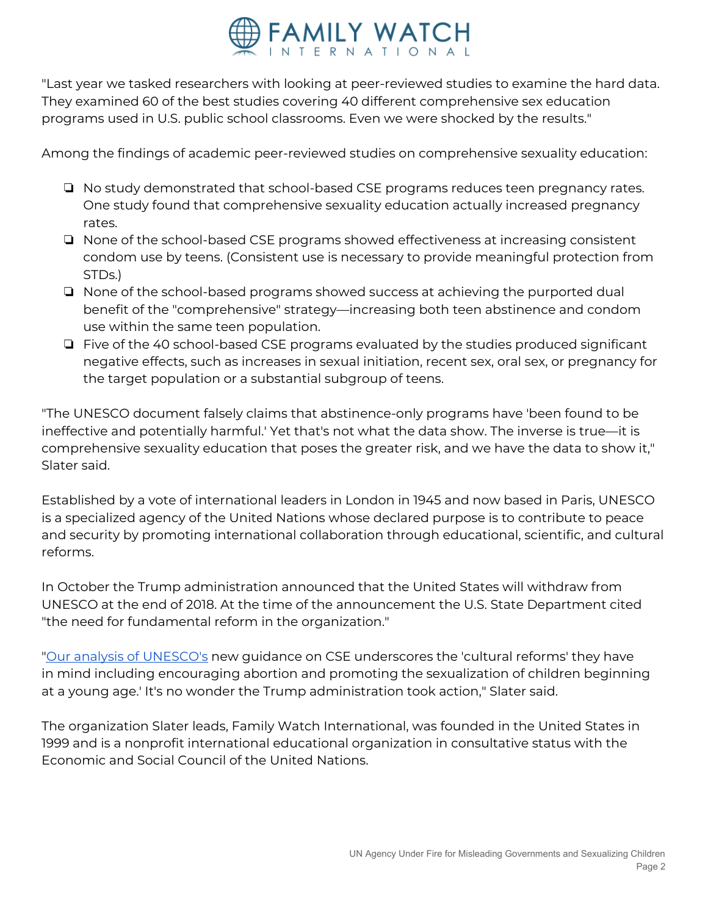"Last year we tasked researchers with looking at peer-reviewed studies to examine the hard data. They examined 60 of the best studies covering 40 different comprehensive sex education programs used in U.S. public school classrooms. Even we were shocked by the results."

Among the findings of academic peer-reviewed studies on comprehensive sexuality education:

- No study demonstrated that school-based CSE programs reduces teen pregnancy rates. One study found that comprehensive sexuality education actually increased pregnancy rates.
- None of the school-based CSE programs showed effectiveness at increasing consistent condom use by teens. (Consistent use is necessary to provide meaningful protection from STDs.)
- None of the school-based programs showed success at achieving the purported dual benefit of the "comprehensive" strategy—increasing both teen abstinence and condom use within the same teen population.
- Five of the 40 school-based CSE programs evaluated by the studies produced significant negative effects, such as increases in sexual initiation, recent sex, oral sex, or pregnancy for the target population or a substantial subgroup of teens.

"The UNESCO document falsely claims that abstinence-only programs have 'been found to be ineffective and potentially harmful.' Yet that's not what the data show. The inverse is true—it is comprehensive sexuality education that poses the greater risk, and we have the data to show it," Slater said.

Established by a vote of international leaders in London in 1945 and now based in Paris, UNESCO is a specialized agency of the United Nations whose declared purpose is to contribute to peace and security by promoting international collaboration through educational, scientific, and cultural reforms.

In October the Trump administration announced that the United States will withdraw from UNESCO at the end of 2018. At the time of the announcement the U.S. State Department cited "the need for fundamental reform in the organization."

"Our analysis of UNESCO's new guidance on CSE underscores the 'cultural reforms' they have in mind including encouraging abortion and promoting the sexualization of children beginning at a young age.' It's no wonder the Trump administration took action," Slater said.

The organization Slater leads, Family Watch International, was founded in the United States in 1999 and is a nonprofit international educational organization in consultative status with the Economic and Social Council of the United Nations.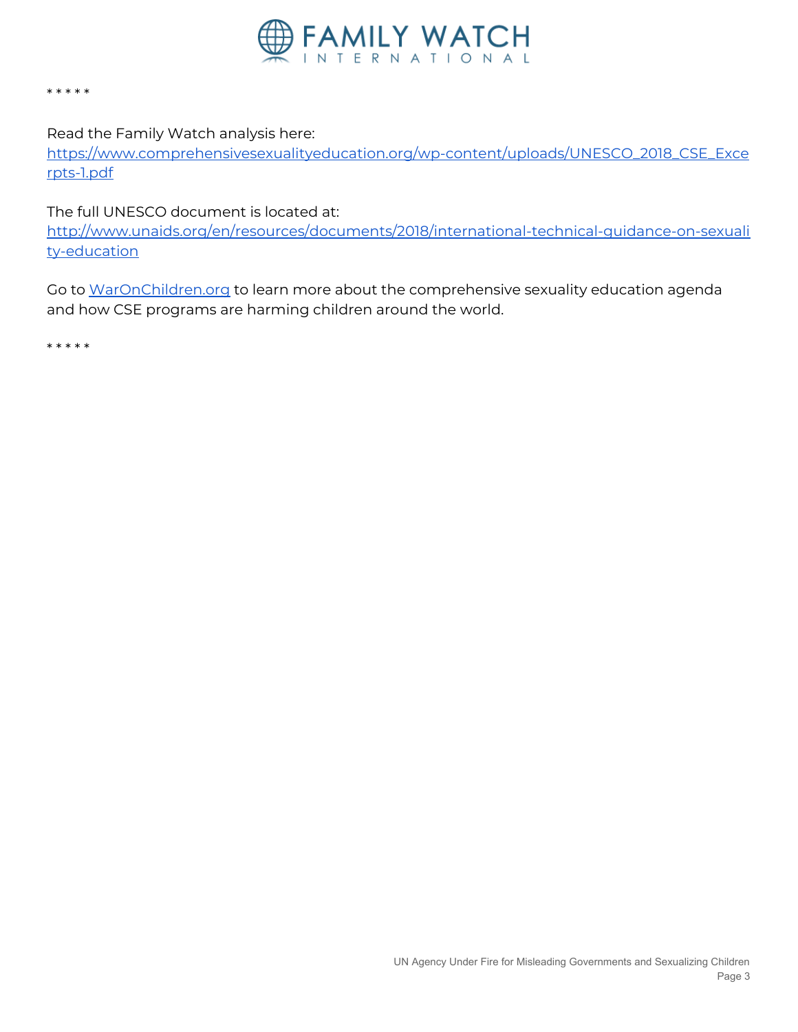\* \* \* \* \*

Read the Family Watch analysis here:
[https://www.comprehensivesexualityeducation.org/wp-content/uploads/UNESCO_2018_CSE_Excerpts-1.pdf](https://www.comprehensivesexualityeducation.org/wp-content/uploads/UNESCO_2018_CSE_Excerpts-1.pdf)

The full UNESCO document is located at:
[http://www.unaids.org/en/resources/documents/2018/international-technical-guidance-on-sexuality-education](http://www.unaids.org/en/resources/documents/2018/international-technical-guidance-on-sexuality-education)

Go to [WarOnChildren.org](WarOnChildren.org) to learn more about the comprehensive sexuality education agenda and how CSE programs are harming children around the world.

\* \* \* \* \*